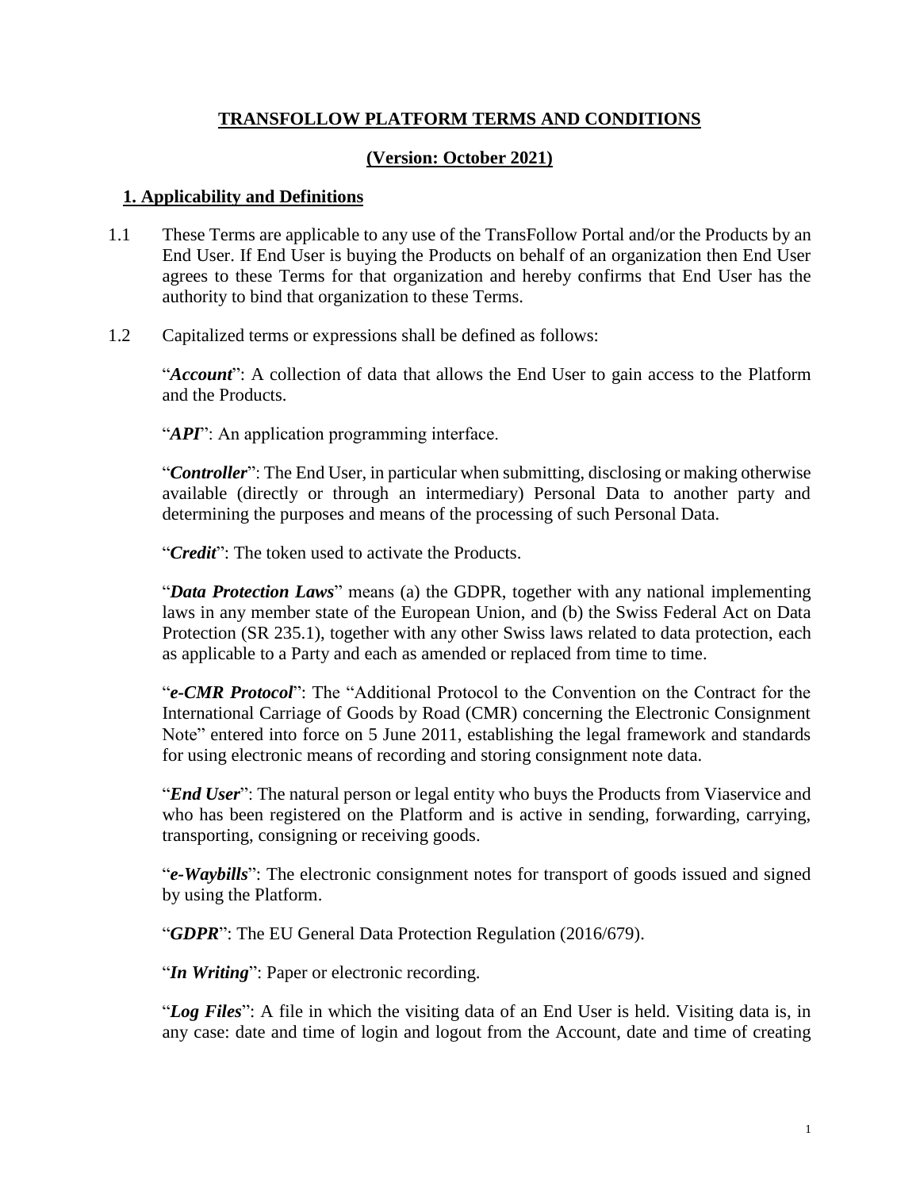# TRANSFOLLOW PLATFORM TERMS AND CONDITIONS

## (Version: October 2021)

## 1. Applicability and Definitions

1.1 These Terms are applicable to any use of the TransFollow Portal and/or the Products by an End User. If End User is buying the Products on behalf of an organization then End User agrees to these Terms for that organization and hereby confirms that End User has the authority to bind that organization to these Terms.

1.2 Capitalized terms or expressions shall be defined as follows:

"***Account***": A collection of data that allows the End User to gain access to the Platform and the Products.

"***API***": An application programming interface.

"***Controller***": The End User, in particular when submitting, disclosing or making otherwise available (directly or through an intermediary) Personal Data to another party and determining the purposes and means of the processing of such Personal Data.

"***Credit***": The token used to activate the Products.

"***Data Protection Laws***" means (a) the GDPR, together with any national implementing laws in any member state of the European Union, and (b) the Swiss Federal Act on Data Protection (SR 235.1), together with any other Swiss laws related to data protection, each as applicable to a Party and each as amended or replaced from time to time.

"***e-CMR Protocol***": The "Additional Protocol to the Convention on the Contract for the International Carriage of Goods by Road (CMR) concerning the Electronic Consignment Note" entered into force on 5 June 2011, establishing the legal framework and standards for using electronic means of recording and storing consignment note data.

"***End User***": The natural person or legal entity who buys the Products from Viaservice and who has been registered on the Platform and is active in sending, forwarding, carrying, transporting, consigning or receiving goods.

"***e-Waybills***": The electronic consignment notes for transport of goods issued and signed by using the Platform.

"***GDPR***": The EU General Data Protection Regulation (2016/679).

"***In Writing***": Paper or electronic recording.

"***Log Files***": A file in which the visiting data of an End User is held. Visiting data is, in any case: date and time of login and logout from the Account, date and time of creating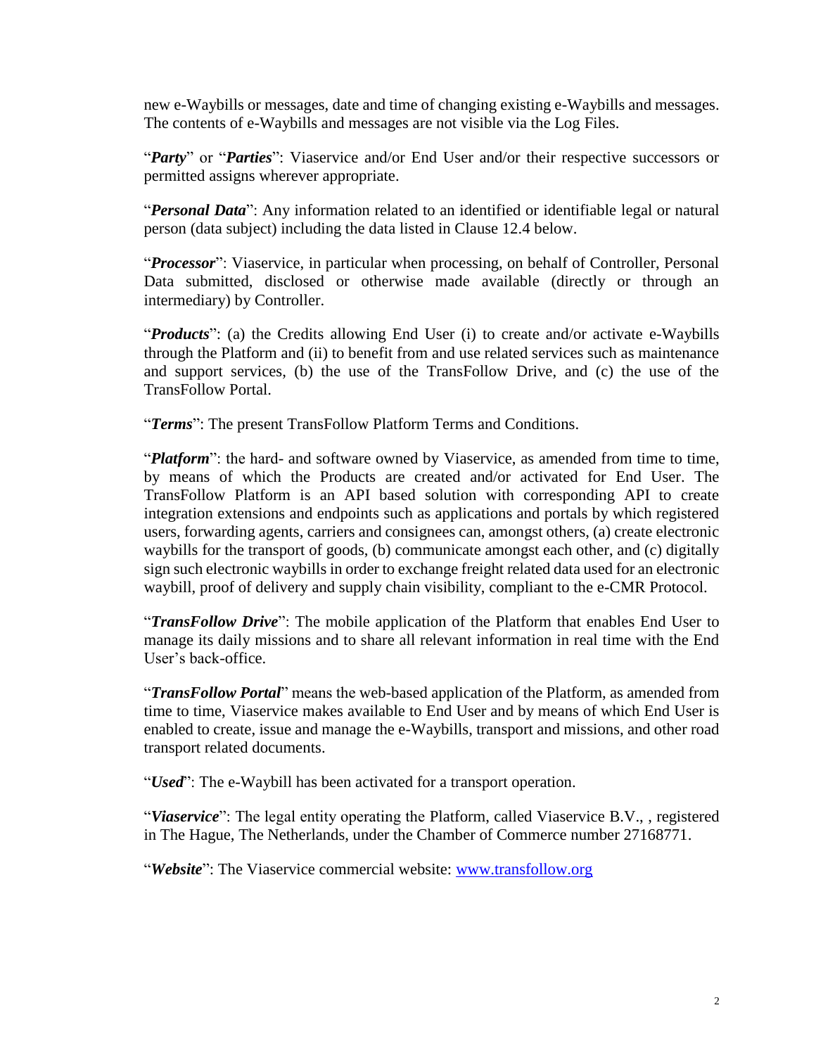new e-Waybills or messages, date and time of changing existing e-Waybills and messages. The contents of e-Waybills and messages are not visible via the Log Files.

"***Party***" or "***Parties***": Viaservice and/or End User and/or their respective successors or permitted assigns wherever appropriate.

"***Personal Data***": Any information related to an identified or identifiable legal or natural person (data subject) including the data listed in Clause 12.4 below.

"***Processor***": Viaservice, in particular when processing, on behalf of Controller, Personal Data submitted, disclosed or otherwise made available (directly or through an intermediary) by Controller.

"***Products***": (a) the Credits allowing End User (i) to create and/or activate e-Waybills through the Platform and (ii) to benefit from and use related services such as maintenance and support services, (b) the use of the TransFollow Drive, and (c) the use of the TransFollow Portal.

"***Terms***": The present TransFollow Platform Terms and Conditions.

"***Platform***": the hard- and software owned by Viaservice, as amended from time to time, by means of which the Products are created and/or activated for End User. The TransFollow Platform is an API based solution with corresponding API to create integration extensions and endpoints such as applications and portals by which registered users, forwarding agents, carriers and consignees can, amongst others, (a) create electronic waybills for the transport of goods, (b) communicate amongst each other, and (c) digitally sign such electronic waybills in order to exchange freight related data used for an electronic waybill, proof of delivery and supply chain visibility, compliant to the e-CMR Protocol.

"***TransFollow Drive***": The mobile application of the Platform that enables End User to manage its daily missions and to share all relevant information in real time with the End User's back-office.

"***TransFollow Portal***" means the web-based application of the Platform, as amended from time to time, Viaservice makes available to End User and by means of which End User is enabled to create, issue and manage the e-Waybills, transport and missions, and other road transport related documents.

"***Used***": The e-Waybill has been activated for a transport operation.

"***Viaservice***": The legal entity operating the Platform, called Viaservice B.V., , registered in The Hague, The Netherlands, under the Chamber of Commerce number 27168771.

"***Website***": The Viaservice commercial website: [www.transfollow.org](http://www.transfollow.org)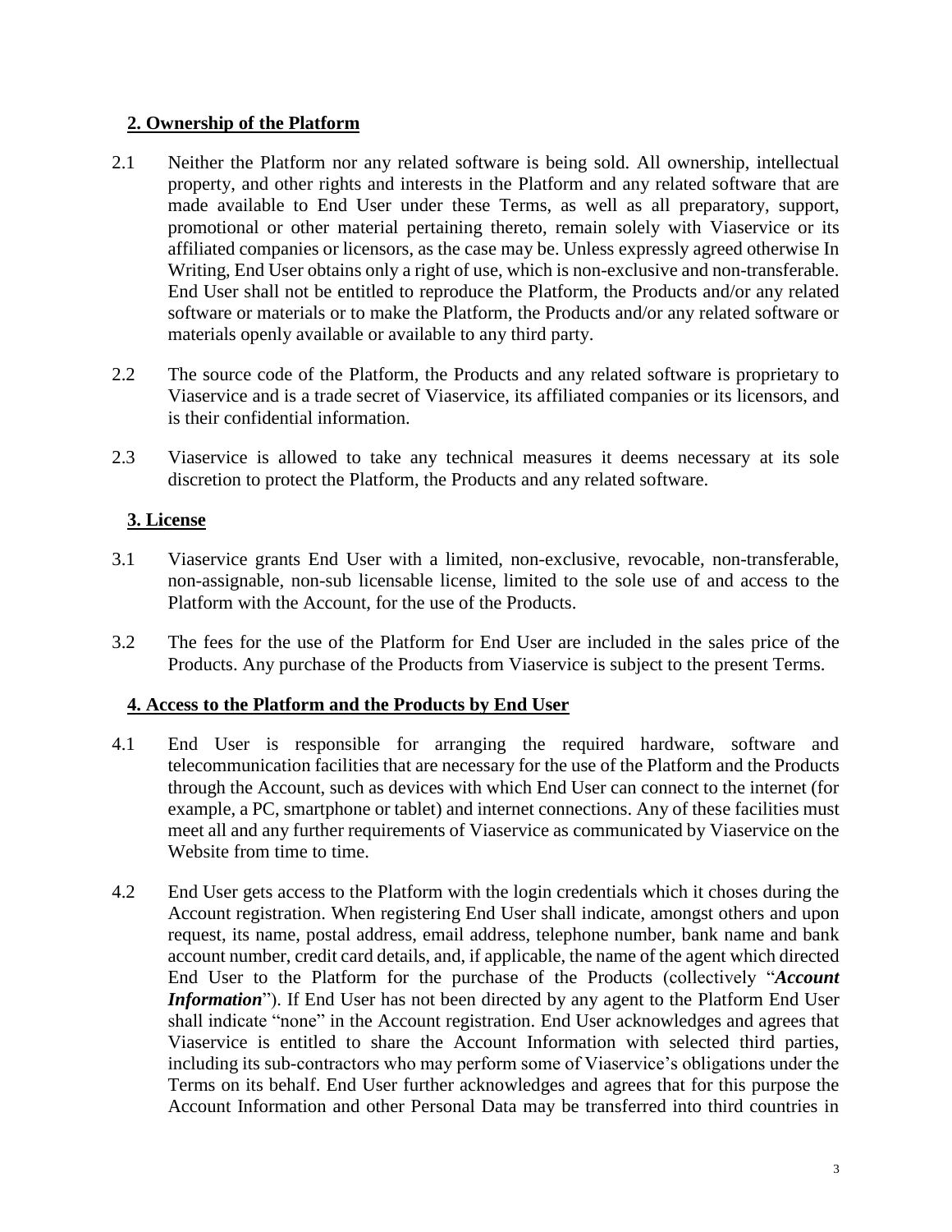## 2. Ownership of the Platform

2.1 Neither the Platform nor any related software is being sold. All ownership, intellectual property, and other rights and interests in the Platform and any related software that are made available to End User under these Terms, as well as all preparatory, support, promotional or other material pertaining thereto, remain solely with Viaservice or its affiliated companies or licensors, as the case may be. Unless expressly agreed otherwise In Writing, End User obtains only a right of use, which is non-exclusive and non-transferable. End User shall not be entitled to reproduce the Platform, the Products and/or any related software or materials or to make the Platform, the Products and/or any related software or materials openly available or available to any third party.

2.2 The source code of the Platform, the Products and any related software is proprietary to Viaservice and is a trade secret of Viaservice, its affiliated companies or its licensors, and is their confidential information.

2.3 Viaservice is allowed to take any technical measures it deems necessary at its sole discretion to protect the Platform, the Products and any related software.

## 3. License

3.1 Viaservice grants End User with a limited, non-exclusive, revocable, non-transferable, non-assignable, non-sub licensable license, limited to the sole use of and access to the Platform with the Account, for the use of the Products.

3.2 The fees for the use of the Platform for End User are included in the sales price of the Products. Any purchase of the Products from Viaservice is subject to the present Terms.

## 4. Access to the Platform and the Products by End User

4.1 End User is responsible for arranging the required hardware, software and telecommunication facilities that are necessary for the use of the Platform and the Products through the Account, such as devices with which End User can connect to the internet (for example, a PC, smartphone or tablet) and internet connections. Any of these facilities must meet all and any further requirements of Viaservice as communicated by Viaservice on the Website from time to time.

4.2 End User gets access to the Platform with the login credentials which it choses during the Account registration. When registering End User shall indicate, amongst others and upon request, its name, postal address, email address, telephone number, bank name and bank account number, credit card details, and, if applicable, the name of the agent which directed End User to the Platform for the purchase of the Products (collectively "***Account Information***"). If End User has not been directed by any agent to the Platform End User shall indicate "none" in the Account registration. End User acknowledges and agrees that Viaservice is entitled to share the Account Information with selected third parties, including its sub-contractors who may perform some of Viaservice's obligations under the Terms on its behalf. End User further acknowledges and agrees that for this purpose the Account Information and other Personal Data may be transferred into third countries in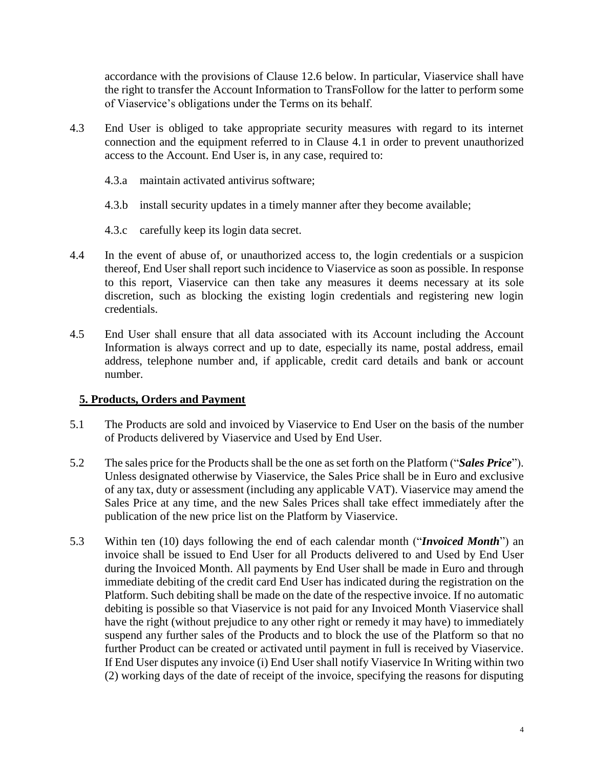accordance with the provisions of Clause 12.6 below. In particular, Viaservice shall have the right to transfer the Account Information to TransFollow for the latter to perform some of Viaservice's obligations under the Terms on its behalf.

4.3 End User is obliged to take appropriate security measures with regard to its internet connection and the equipment referred to in Clause 4.1 in order to prevent unauthorized access to the Account. End User is, in any case, required to:

4.3.a maintain activated antivirus software;

4.3.b install security updates in a timely manner after they become available;

4.3.c carefully keep its login data secret.

4.4 In the event of abuse of, or unauthorized access to, the login credentials or a suspicion thereof, End User shall report such incidence to Viaservice as soon as possible. In response to this report, Viaservice can then take any measures it deems necessary at its sole discretion, such as blocking the existing login credentials and registering new login credentials.

4.5 End User shall ensure that all data associated with its Account including the Account Information is always correct and up to date, especially its name, postal address, email address, telephone number and, if applicable, credit card details and bank or account number.

## 5. Products, Orders and Payment

5.1 The Products are sold and invoiced by Viaservice to End User on the basis of the number of Products delivered by Viaservice and Used by End User.

5.2 The sales price for the Products shall be the one as set forth on the Platform ("***Sales Price***"). Unless designated otherwise by Viaservice, the Sales Price shall be in Euro and exclusive of any tax, duty or assessment (including any applicable VAT). Viaservice may amend the Sales Price at any time, and the new Sales Prices shall take effect immediately after the publication of the new price list on the Platform by Viaservice.

5.3 Within ten (10) days following the end of each calendar month ("***Invoiced Month***") an invoice shall be issued to End User for all Products delivered to and Used by End User during the Invoiced Month. All payments by End User shall be made in Euro and through immediate debiting of the credit card End User has indicated during the registration on the Platform. Such debiting shall be made on the date of the respective invoice. If no automatic debiting is possible so that Viaservice is not paid for any Invoiced Month Viaservice shall have the right (without prejudice to any other right or remedy it may have) to immediately suspend any further sales of the Products and to block the use of the Platform so that no further Product can be created or activated until payment in full is received by Viaservice. If End User disputes any invoice (i) End User shall notify Viaservice In Writing within two (2) working days of the date of receipt of the invoice, specifying the reasons for disputing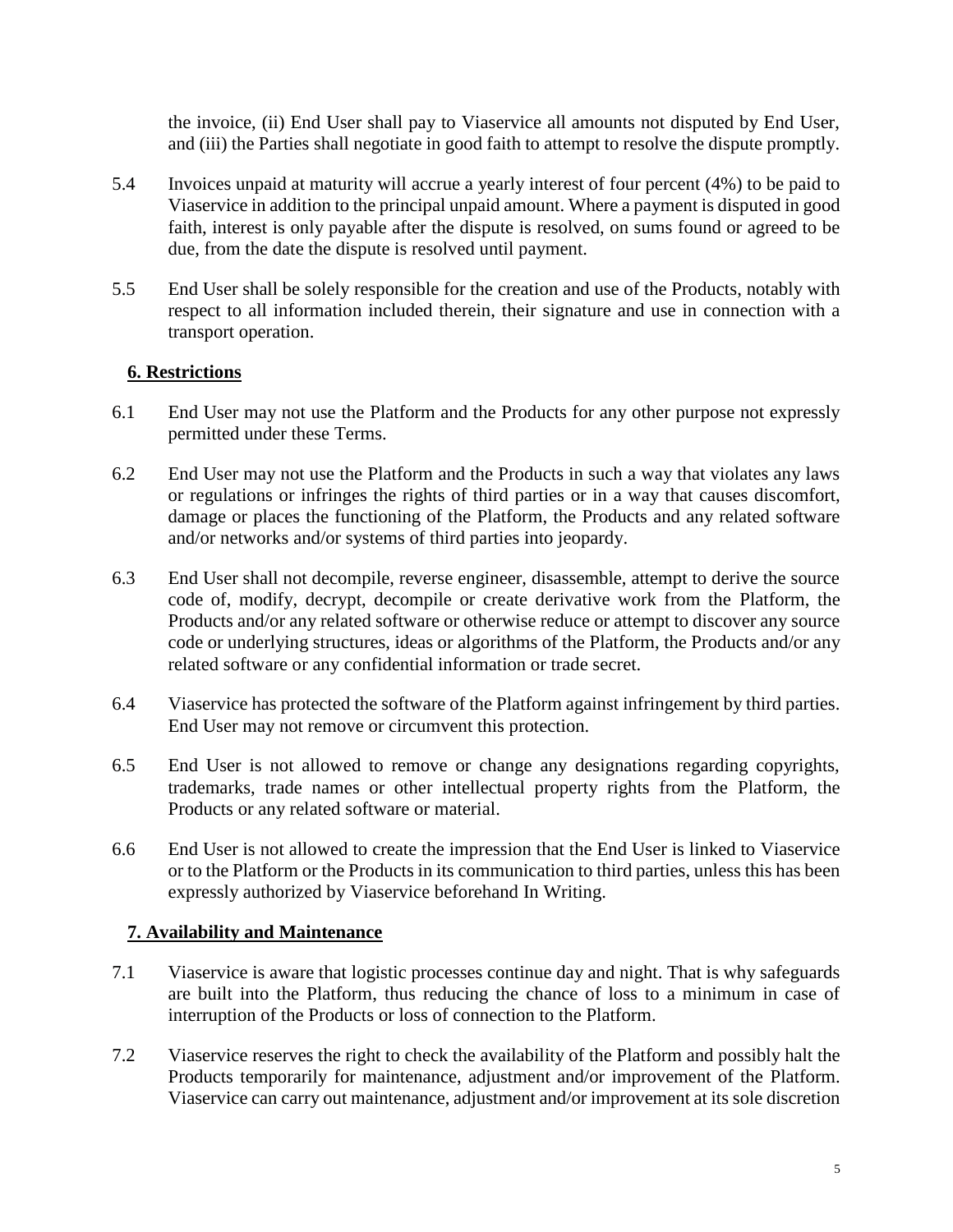the invoice, (ii) End User shall pay to Viaservice all amounts not disputed by End User, and (iii) the Parties shall negotiate in good faith to attempt to resolve the dispute promptly.

5.4 Invoices unpaid at maturity will accrue a yearly interest of four percent (4%) to be paid to Viaservice in addition to the principal unpaid amount. Where a payment is disputed in good faith, interest is only payable after the dispute is resolved, on sums found or agreed to be due, from the date the dispute is resolved until payment.

5.5 End User shall be solely responsible for the creation and use of the Products, notably with respect to all information included therein, their signature and use in connection with a transport operation.

## 6. Restrictions

6.1 End User may not use the Platform and the Products for any other purpose not expressly permitted under these Terms.

6.2 End User may not use the Platform and the Products in such a way that violates any laws or regulations or infringes the rights of third parties or in a way that causes discomfort, damage or places the functioning of the Platform, the Products and any related software and/or networks and/or systems of third parties into jeopardy.

6.3 End User shall not decompile, reverse engineer, disassemble, attempt to derive the source code of, modify, decrypt, decompile or create derivative work from the Platform, the Products and/or any related software or otherwise reduce or attempt to discover any source code or underlying structures, ideas or algorithms of the Platform, the Products and/or any related software or any confidential information or trade secret.

6.4 Viaservice has protected the software of the Platform against infringement by third parties. End User may not remove or circumvent this protection.

6.5 End User is not allowed to remove or change any designations regarding copyrights, trademarks, trade names or other intellectual property rights from the Platform, the Products or any related software or material.

6.6 End User is not allowed to create the impression that the End User is linked to Viaservice or to the Platform or the Products in its communication to third parties, unless this has been expressly authorized by Viaservice beforehand In Writing.

## 7. Availability and Maintenance

7.1 Viaservice is aware that logistic processes continue day and night. That is why safeguards are built into the Platform, thus reducing the chance of loss to a minimum in case of interruption of the Products or loss of connection to the Platform.

7.2 Viaservice reserves the right to check the availability of the Platform and possibly halt the Products temporarily for maintenance, adjustment and/or improvement of the Platform. Viaservice can carry out maintenance, adjustment and/or improvement at its sole discretion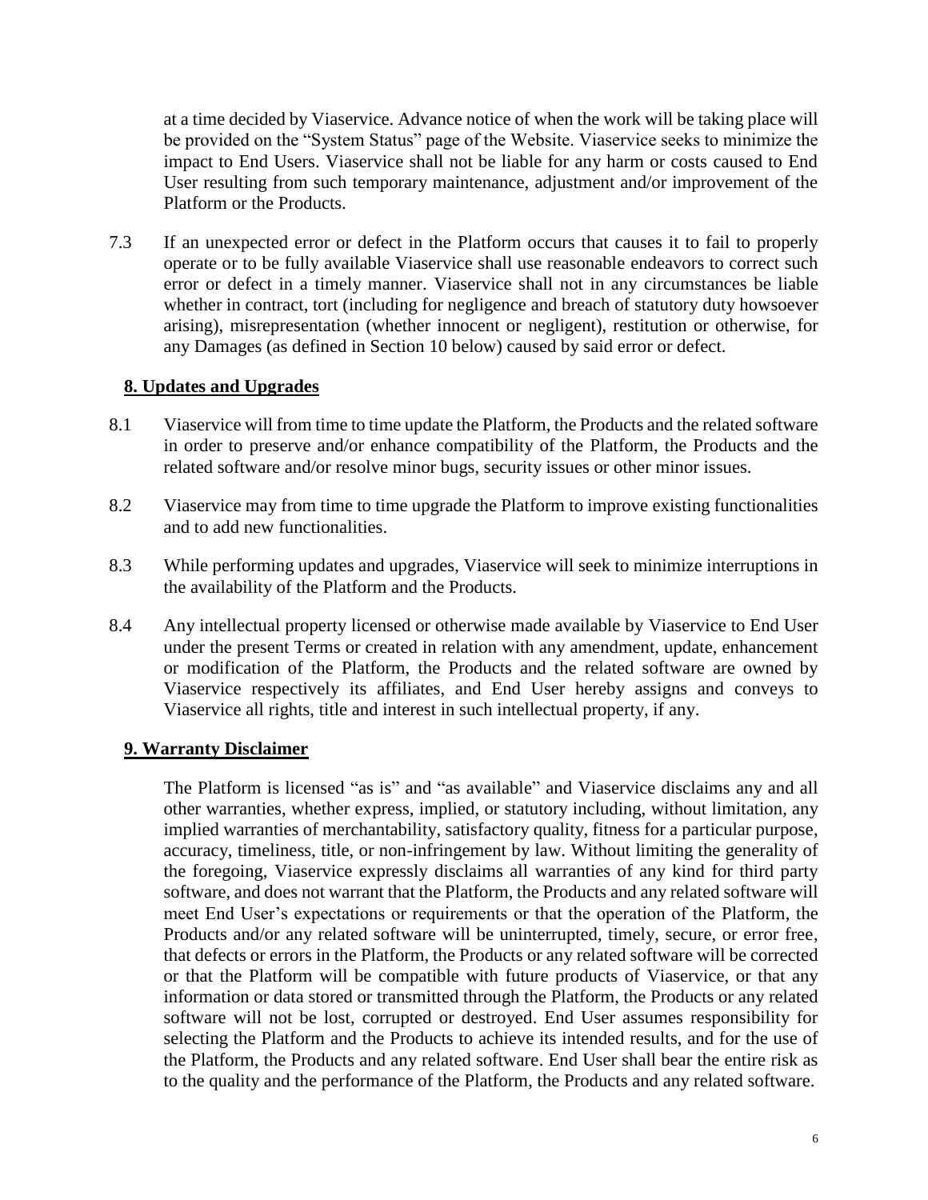at a time decided by Viaservice. Advance notice of when the work will be taking place will be provided on the "System Status" page of the Website. Viaservice seeks to minimize the impact to End Users. Viaservice shall not be liable for any harm or costs caused to End User resulting from such temporary maintenance, adjustment and/or improvement of the Platform or the Products.

7.3 If an unexpected error or defect in the Platform occurs that causes it to fail to properly operate or to be fully available Viaservice shall use reasonable endeavors to correct such error or defect in a timely manner. Viaservice shall not in any circumstances be liable whether in contract, tort (including for negligence and breach of statutory duty howsoever arising), misrepresentation (whether innocent or negligent), restitution or otherwise, for any Damages (as defined in Section 10 below) caused by said error or defect.

## 8. Updates and Upgrades

8.1 Viaservice will from time to time update the Platform, the Products and the related software in order to preserve and/or enhance compatibility of the Platform, the Products and the related software and/or resolve minor bugs, security issues or other minor issues.

8.2 Viaservice may from time to time upgrade the Platform to improve existing functionalities and to add new functionalities.

8.3 While performing updates and upgrades, Viaservice will seek to minimize interruptions in the availability of the Platform and the Products.

8.4 Any intellectual property licensed or otherwise made available by Viaservice to End User under the present Terms or created in relation with any amendment, update, enhancement or modification of the Platform, the Products and the related software are owned by Viaservice respectively its affiliates, and End User hereby assigns and conveys to Viaservice all rights, title and interest in such intellectual property, if any.

## 9. Warranty Disclaimer

The Platform is licensed "as is" and "as available" and Viaservice disclaims any and all other warranties, whether express, implied, or statutory including, without limitation, any implied warranties of merchantability, satisfactory quality, fitness for a particular purpose, accuracy, timeliness, title, or non-infringement by law. Without limiting the generality of the foregoing, Viaservice expressly disclaims all warranties of any kind for third party software, and does not warrant that the Platform, the Products and any related software will meet End User's expectations or requirements or that the operation of the Platform, the Products and/or any related software will be uninterrupted, timely, secure, or error free, that defects or errors in the Platform, the Products or any related software will be corrected or that the Platform will be compatible with future products of Viaservice, or that any information or data stored or transmitted through the Platform, the Products or any related software will not be lost, corrupted or destroyed. End User assumes responsibility for selecting the Platform and the Products to achieve its intended results, and for the use of the Platform, the Products and any related software. End User shall bear the entire risk as to the quality and the performance of the Platform, the Products and any related software.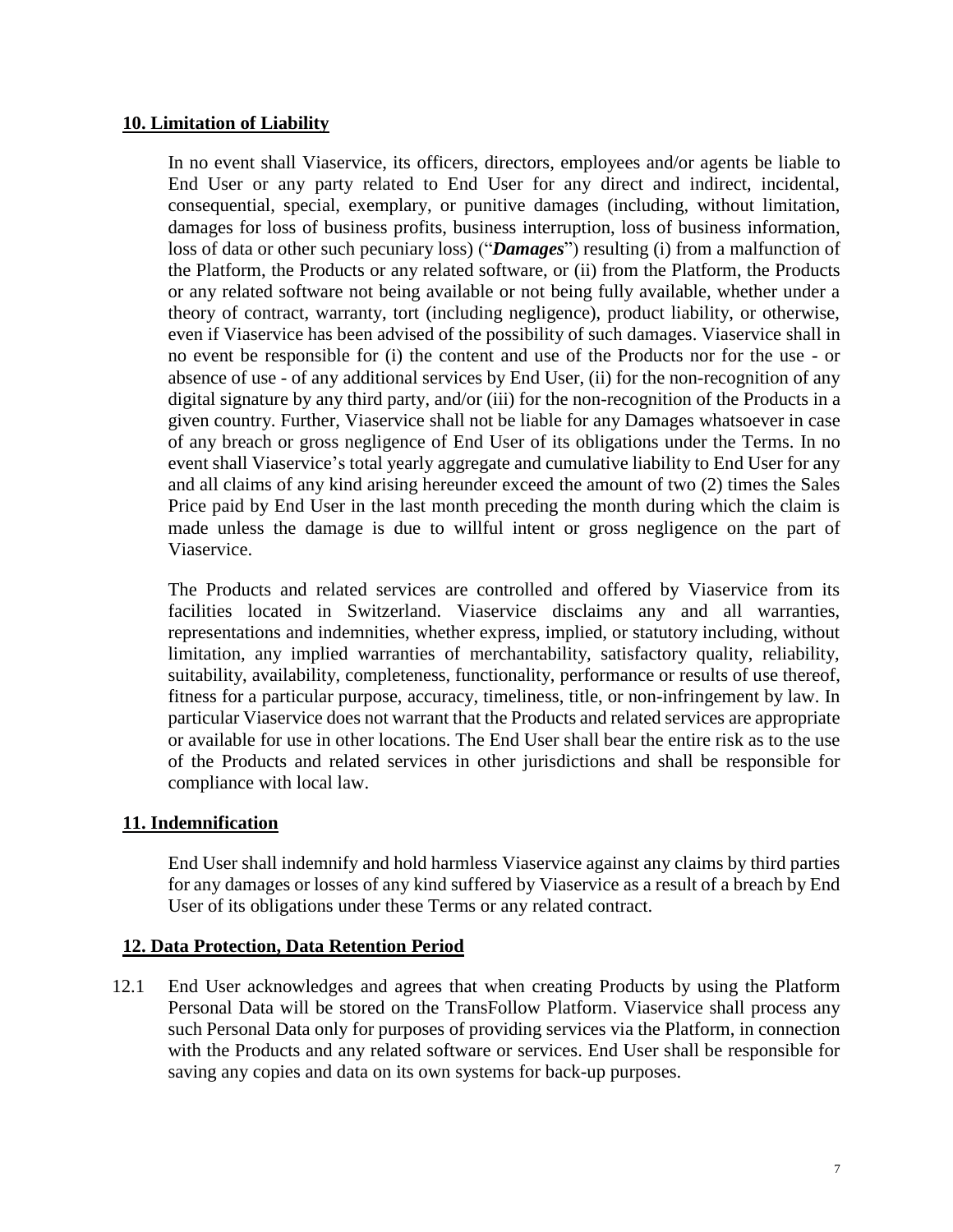## 10. Limitation of Liability

In no event shall Viaservice, its officers, directors, employees and/or agents be liable to End User or any party related to End User for any direct and indirect, incidental, consequential, special, exemplary, or punitive damages (including, without limitation, damages for loss of business profits, business interruption, loss of business information, loss of data or other such pecuniary loss) ("***Damages***") resulting (i) from a malfunction of the Platform, the Products or any related software, or (ii) from the Platform, the Products or any related software not being available or not being fully available, whether under a theory of contract, warranty, tort (including negligence), product liability, or otherwise, even if Viaservice has been advised of the possibility of such damages. Viaservice shall in no event be responsible for (i) the content and use of the Products nor for the use - or absence of use - of any additional services by End User, (ii) for the non-recognition of any digital signature by any third party, and/or (iii) for the non-recognition of the Products in a given country. Further, Viaservice shall not be liable for any Damages whatsoever in case of any breach or gross negligence of End User of its obligations under the Terms. In no event shall Viaservice's total yearly aggregate and cumulative liability to End User for any and all claims of any kind arising hereunder exceed the amount of two (2) times the Sales Price paid by End User in the last month preceding the month during which the claim is made unless the damage is due to willful intent or gross negligence on the part of Viaservice.

The Products and related services are controlled and offered by Viaservice from its facilities located in Switzerland. Viaservice disclaims any and all warranties, representations and indemnities, whether express, implied, or statutory including, without limitation, any implied warranties of merchantability, satisfactory quality, reliability, suitability, availability, completeness, functionality, performance or results of use thereof, fitness for a particular purpose, accuracy, timeliness, title, or non-infringement by law. In particular Viaservice does not warrant that the Products and related services are appropriate or available for use in other locations. The End User shall bear the entire risk as to the use of the Products and related services in other jurisdictions and shall be responsible for compliance with local law.

## 11. Indemnification

End User shall indemnify and hold harmless Viaservice against any claims by third parties for any damages or losses of any kind suffered by Viaservice as a result of a breach by End User of its obligations under these Terms or any related contract.

## 12. Data Protection, Data Retention Period

12.1 End User acknowledges and agrees that when creating Products by using the Platform Personal Data will be stored on the TransFollow Platform. Viaservice shall process any such Personal Data only for purposes of providing services via the Platform, in connection with the Products and any related software or services. End User shall be responsible for saving any copies and data on its own systems for back-up purposes.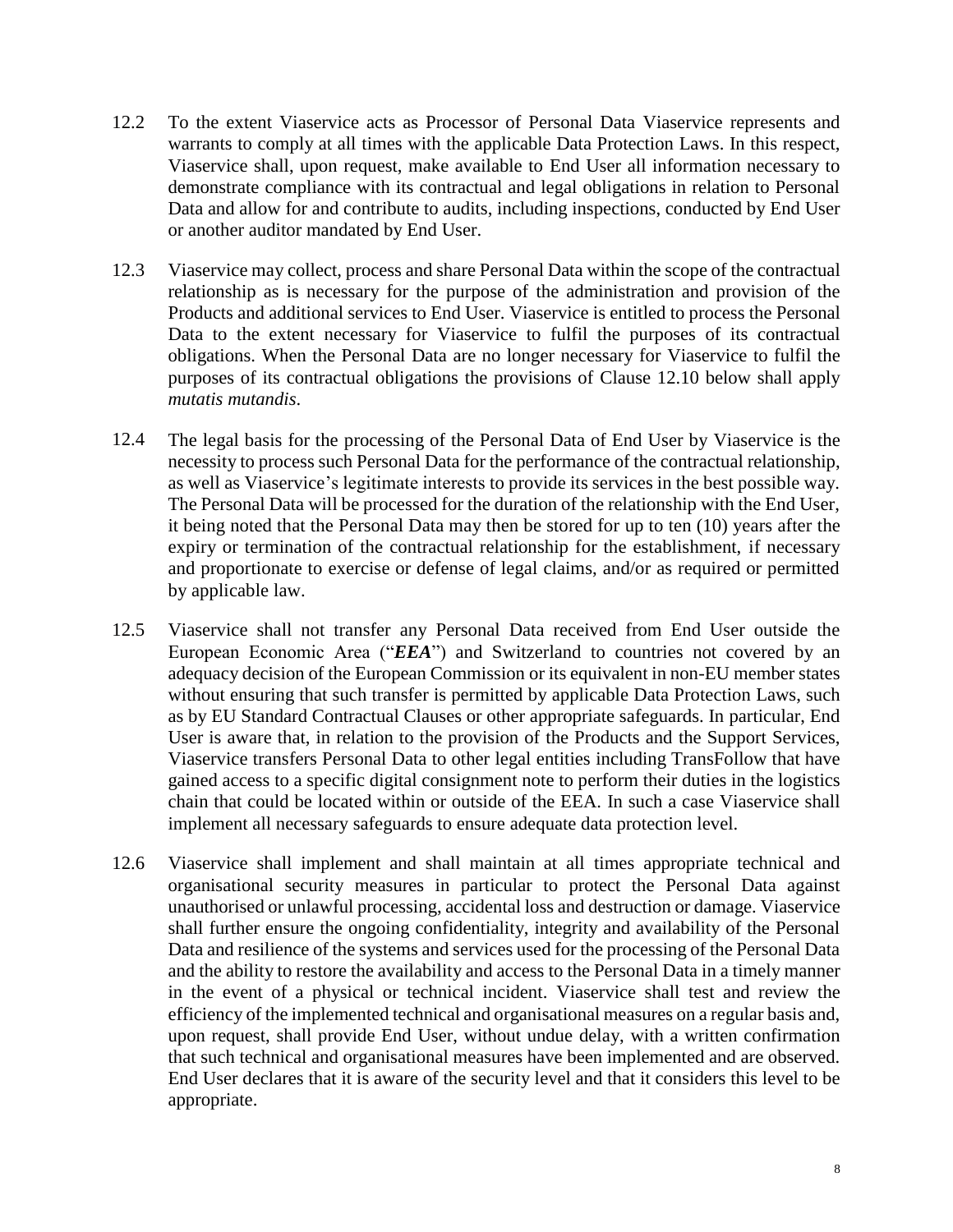12.2 To the extent Viaservice acts as Processor of Personal Data Viaservice represents and warrants to comply at all times with the applicable Data Protection Laws. In this respect, Viaservice shall, upon request, make available to End User all information necessary to demonstrate compliance with its contractual and legal obligations in relation to Personal Data and allow for and contribute to audits, including inspections, conducted by End User or another auditor mandated by End User.

12.3 Viaservice may collect, process and share Personal Data within the scope of the contractual relationship as is necessary for the purpose of the administration and provision of the Products and additional services to End User. Viaservice is entitled to process the Personal Data to the extent necessary for Viaservice to fulfil the purposes of its contractual obligations. When the Personal Data are no longer necessary for Viaservice to fulfil the purposes of its contractual obligations the provisions of Clause 12.10 below shall apply *mutatis mutandis*.

12.4 The legal basis for the processing of the Personal Data of End User by Viaservice is the necessity to process such Personal Data for the performance of the contractual relationship, as well as Viaservice's legitimate interests to provide its services in the best possible way. The Personal Data will be processed for the duration of the relationship with the End User, it being noted that the Personal Data may then be stored for up to ten (10) years after the expiry or termination of the contractual relationship for the establishment, if necessary and proportionate to exercise or defense of legal claims, and/or as required or permitted by applicable law.

12.5 Viaservice shall not transfer any Personal Data received from End User outside the European Economic Area ("***EEA***") and Switzerland to countries not covered by an adequacy decision of the European Commission or its equivalent in non-EU member states without ensuring that such transfer is permitted by applicable Data Protection Laws, such as by EU Standard Contractual Clauses or other appropriate safeguards. In particular, End User is aware that, in relation to the provision of the Products and the Support Services, Viaservice transfers Personal Data to other legal entities including TransFollow that have gained access to a specific digital consignment note to perform their duties in the logistics chain that could be located within or outside of the EEA. In such a case Viaservice shall implement all necessary safeguards to ensure adequate data protection level.

12.6 Viaservice shall implement and shall maintain at all times appropriate technical and organisational security measures in particular to protect the Personal Data against unauthorised or unlawful processing, accidental loss and destruction or damage. Viaservice shall further ensure the ongoing confidentiality, integrity and availability of the Personal Data and resilience of the systems and services used for the processing of the Personal Data and the ability to restore the availability and access to the Personal Data in a timely manner in the event of a physical or technical incident. Viaservice shall test and review the efficiency of the implemented technical and organisational measures on a regular basis and, upon request, shall provide End User, without undue delay, with a written confirmation that such technical and organisational measures have been implemented and are observed. End User declares that it is aware of the security level and that it considers this level to be appropriate.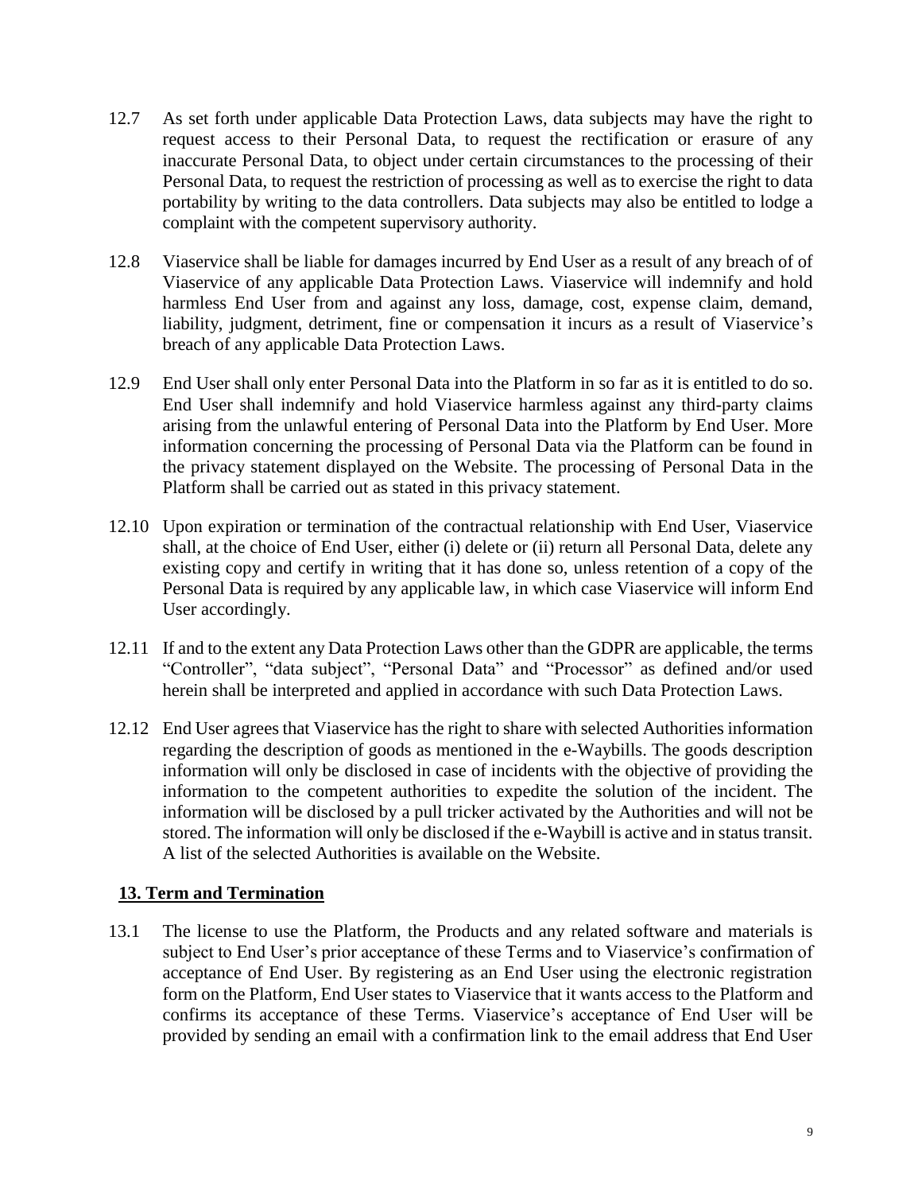12.7 As set forth under applicable Data Protection Laws, data subjects may have the right to request access to their Personal Data, to request the rectification or erasure of any inaccurate Personal Data, to object under certain circumstances to the processing of their Personal Data, to request the restriction of processing as well as to exercise the right to data portability by writing to the data controllers. Data subjects may also be entitled to lodge a complaint with the competent supervisory authority.

12.8 Viaservice shall be liable for damages incurred by End User as a result of any breach of of Viaservice of any applicable Data Protection Laws. Viaservice will indemnify and hold harmless End User from and against any loss, damage, cost, expense claim, demand, liability, judgment, detriment, fine or compensation it incurs as a result of Viaservice's breach of any applicable Data Protection Laws.

12.9 End User shall only enter Personal Data into the Platform in so far as it is entitled to do so. End User shall indemnify and hold Viaservice harmless against any third-party claims arising from the unlawful entering of Personal Data into the Platform by End User. More information concerning the processing of Personal Data via the Platform can be found in the privacy statement displayed on the Website. The processing of Personal Data in the Platform shall be carried out as stated in this privacy statement.

12.10 Upon expiration or termination of the contractual relationship with End User, Viaservice shall, at the choice of End User, either (i) delete or (ii) return all Personal Data, delete any existing copy and certify in writing that it has done so, unless retention of a copy of the Personal Data is required by any applicable law, in which case Viaservice will inform End User accordingly.

12.11 If and to the extent any Data Protection Laws other than the GDPR are applicable, the terms "Controller", "data subject", "Personal Data" and "Processor" as defined and/or used herein shall be interpreted and applied in accordance with such Data Protection Laws.

12.12 End User agrees that Viaservice has the right to share with selected Authorities information regarding the description of goods as mentioned in the e-Waybills. The goods description information will only be disclosed in case of incidents with the objective of providing the information to the competent authorities to expedite the solution of the incident. The information will be disclosed by a pull tricker activated by the Authorities and will not be stored. The information will only be disclosed if the e-Waybill is active and in status transit. A list of the selected Authorities is available on the Website.

## 13. Term and Termination

13.1 The license to use the Platform, the Products and any related software and materials is subject to End User's prior acceptance of these Terms and to Viaservice's confirmation of acceptance of End User. By registering as an End User using the electronic registration form on the Platform, End User states to Viaservice that it wants access to the Platform and confirms its acceptance of these Terms. Viaservice's acceptance of End User will be provided by sending an email with a confirmation link to the email address that End User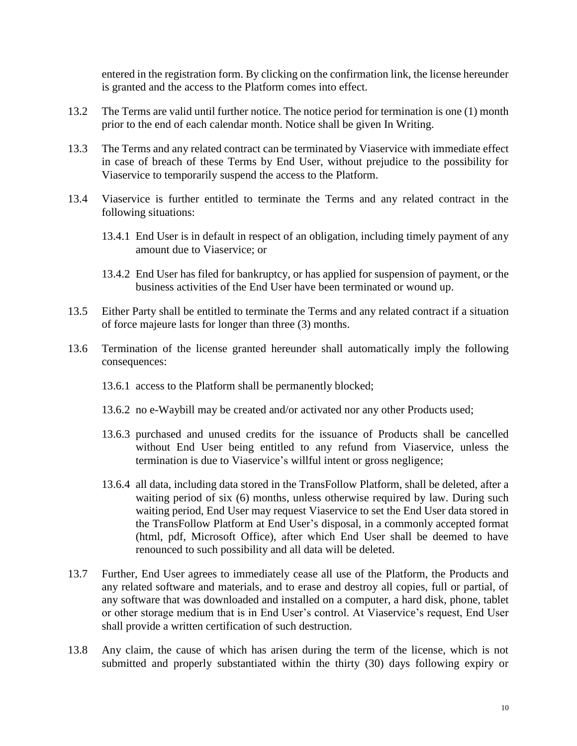entered in the registration form. By clicking on the confirmation link, the license hereunder is granted and the access to the Platform comes into effect.

13.2 The Terms are valid until further notice. The notice period for termination is one (1) month prior to the end of each calendar month. Notice shall be given In Writing.

13.3 The Terms and any related contract can be terminated by Viaservice with immediate effect in case of breach of these Terms by End User, without prejudice to the possibility for Viaservice to temporarily suspend the access to the Platform.

13.4 Viaservice is further entitled to terminate the Terms and any related contract in the following situations:

   13.4.1 End User is in default in respect of an obligation, including timely payment of any amount due to Viaservice; or

   13.4.2 End User has filed for bankruptcy, or has applied for suspension of payment, or the business activities of the End User have been terminated or wound up.

13.5 Either Party shall be entitled to terminate the Terms and any related contract if a situation of force majeure lasts for longer than three (3) months.

13.6 Termination of the license granted hereunder shall automatically imply the following consequences:

   13.6.1 access to the Platform shall be permanently blocked;

   13.6.2 no e-Waybill may be created and/or activated nor any other Products used;

   13.6.3 purchased and unused credits for the issuance of Products shall be cancelled without End User being entitled to any refund from Viaservice, unless the termination is due to Viaservice's willful intent or gross negligence;

   13.6.4 all data, including data stored in the TransFollow Platform, shall be deleted, after a waiting period of six (6) months, unless otherwise required by law. During such waiting period, End User may request Viaservice to set the End User data stored in the TransFollow Platform at End User's disposal, in a commonly accepted format (html, pdf, Microsoft Office), after which End User shall be deemed to have renounced to such possibility and all data will be deleted.

13.7 Further, End User agrees to immediately cease all use of the Platform, the Products and any related software and materials, and to erase and destroy all copies, full or partial, of any software that was downloaded and installed on a computer, a hard disk, phone, tablet or other storage medium that is in End User's control. At Viaservice's request, End User shall provide a written certification of such destruction.

13.8 Any claim, the cause of which has arisen during the term of the license, which is not submitted and properly substantiated within the thirty (30) days following expiry or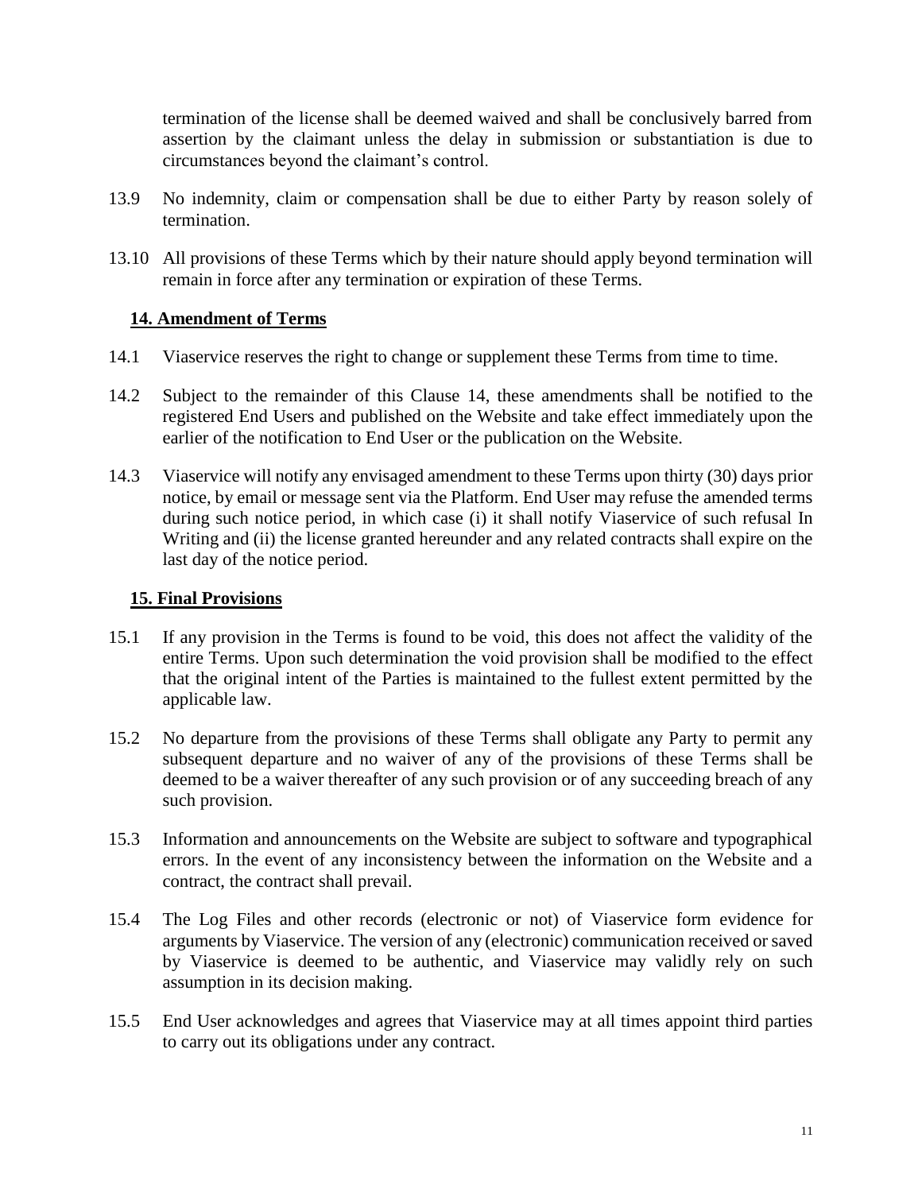termination of the license shall be deemed waived and shall be conclusively barred from assertion by the claimant unless the delay in submission or substantiation is due to circumstances beyond the claimant's control.

13.9 No indemnity, claim or compensation shall be due to either Party by reason solely of termination.

13.10 All provisions of these Terms which by their nature should apply beyond termination will remain in force after any termination or expiration of these Terms.

## **14. Amendment of Terms**

14.1 Viaservice reserves the right to change or supplement these Terms from time to time.

14.2 Subject to the remainder of this Clause 14, these amendments shall be notified to the registered End Users and published on the Website and take effect immediately upon the earlier of the notification to End User or the publication on the Website.

14.3 Viaservice will notify any envisaged amendment to these Terms upon thirty (30) days prior notice, by email or message sent via the Platform. End User may refuse the amended terms during such notice period, in which case (i) it shall notify Viaservice of such refusal In Writing and (ii) the license granted hereunder and any related contracts shall expire on the last day of the notice period.

## **15. Final Provisions**

15.1 If any provision in the Terms is found to be void, this does not affect the validity of the entire Terms. Upon such determination the void provision shall be modified to the effect that the original intent of the Parties is maintained to the fullest extent permitted by the applicable law.

15.2 No departure from the provisions of these Terms shall obligate any Party to permit any subsequent departure and no waiver of any of the provisions of these Terms shall be deemed to be a waiver thereafter of any such provision or of any succeeding breach of any such provision.

15.3 Information and announcements on the Website are subject to software and typographical errors. In the event of any inconsistency between the information on the Website and a contract, the contract shall prevail.

15.4 The Log Files and other records (electronic or not) of Viaservice form evidence for arguments by Viaservice. The version of any (electronic) communication received or saved by Viaservice is deemed to be authentic, and Viaservice may validly rely on such assumption in its decision making.

15.5 End User acknowledges and agrees that Viaservice may at all times appoint third parties to carry out its obligations under any contract.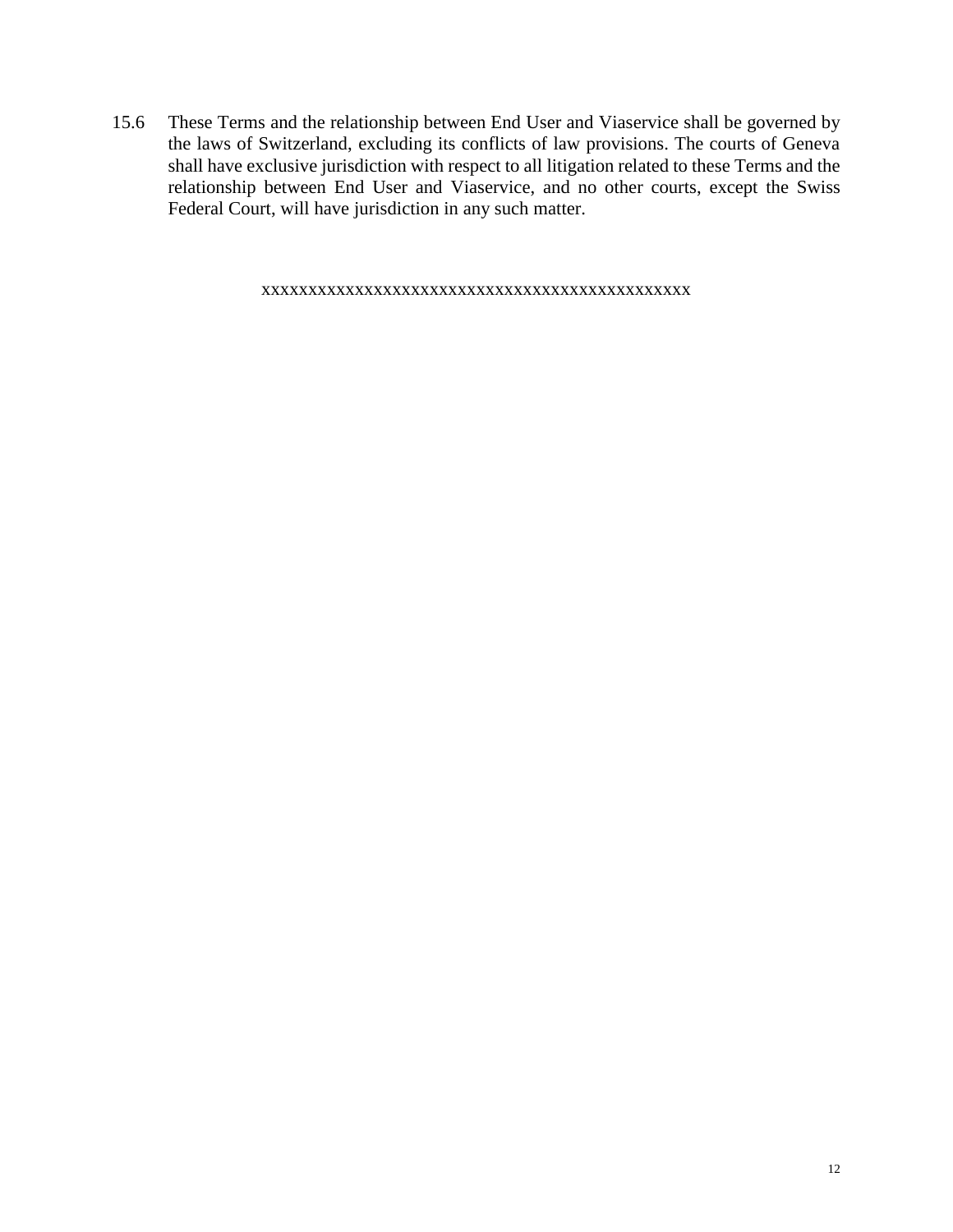15.6 These Terms and the relationship between End User and Viaservice shall be governed by the laws of Switzerland, excluding its conflicts of law provisions. The courts of Geneva shall have exclusive jurisdiction with respect to all litigation related to these Terms and the relationship between End User and Viaservice, and no other courts, except the Swiss Federal Court, will have jurisdiction in any such matter.

xxxxxxxxxxxxxxxxxxxxxxxxxxxxxxxxxxxxxxxxxxxxxxx